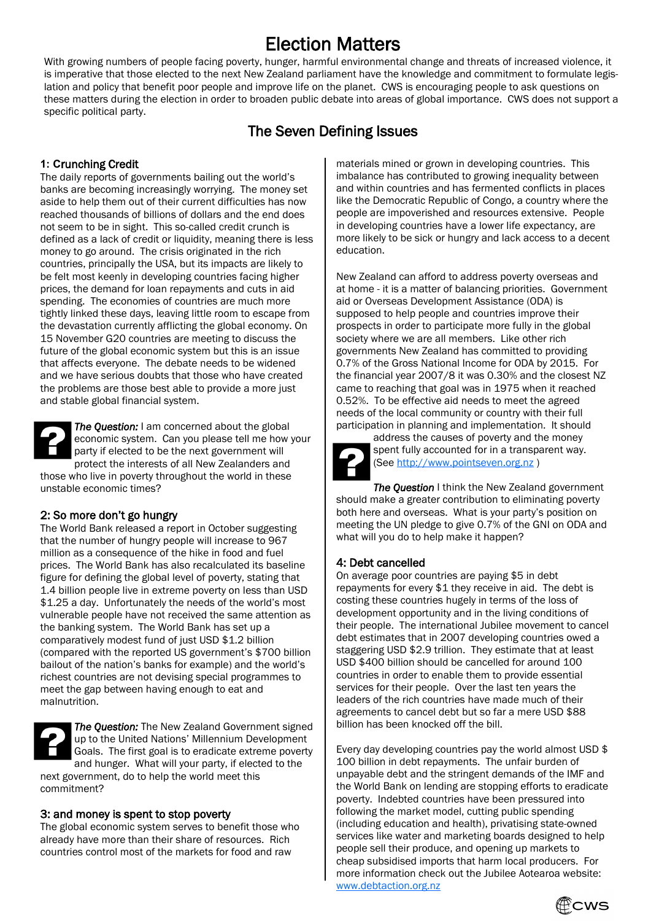# Election Matters

With growing numbers of people facing poverty, hunger, harmful environmental change and threats of increased violence, it is imperative that those elected to the next New Zealand parliament have the knowledge and commitment to formulate legislation and policy that benefit poor people and improve life on the planet. CWS is encouraging people to ask questions on these matters during the election in order to broaden public debate into areas of global importance. CWS does not support a specific political party.

## The Seven Defining Issues

### 1: Crunching Credit

The daily reports of governments bailing out the world's banks are becoming increasingly worrying. The money set aside to help them out of their current difficulties has now reached thousands of billions of dollars and the end does not seem to be in sight. This so-called credit crunch is defined as a lack of credit or liquidity, meaning there is less money to go around. The crisis originated in the rich countries, principally the USA, but its impacts are likely to be felt most keenly in developing countries facing higher prices, the demand for loan repayments and cuts in aid spending. The economies of countries are much more tightly linked these days, leaving little room to escape from the devastation currently afflicting the global economy. On 15 November G20 countries are meeting to discuss the future of the global economic system but this is an issue that affects everyone. The debate needs to be widened and we have serious doubts that those who have created the problems are those best able to provide a more just and stable global financial system.

***The Question:*** I am concerned about the global economic system. Can you please tell me how your party if elected to be the next government will protect the interests of all New Zealanders and those who live in poverty throughout the world in these unstable economic times?

### 2: So more don't go hungry

The World Bank released a report in October suggesting that the number of hungry people will increase to 967 million as a consequence of the hike in food and fuel prices. The World Bank has also recalculated its baseline figure for defining the global level of poverty, stating that 1.4 billion people live in extreme poverty on less than USD $1.25 a day. Unfortunately the needs of the world's most vulnerable people have not received the same attention as the banking system. The World Bank has set up a comparatively modest fund of just USD $1.2 billion (compared with the reported US government's $700 billion bailout of the nation's banks for example) and the world's richest countries are not devising special programmes to meet the gap between having enough to eat and malnutrition.

***The Question:*** The New Zealand Government signed up to the United Nations' Millennium Development Goals. The first goal is to eradicate extreme poverty and hunger. What will your party, if elected to the next government, do to help the world meet this commitment?

### 3: and money is spent to stop poverty

The global economic system serves to benefit those who already have more than their share of resources. Rich countries control most of the markets for food and raw materials mined or grown in developing countries. This imbalance has contributed to growing inequality between and within countries and has fermented conflicts in places like the Democratic Republic of Congo, a country where the people are impoverished and resources extensive. People in developing countries have a lower life expectancy, are more likely to be sick or hungry and lack access to a decent education.

New Zealand can afford to address poverty overseas and at home - it is a matter of balancing priorities. Government aid or Overseas Development Assistance (ODA) is supposed to help people and countries improve their prospects in order to participate more fully in the global society where we are all members. Like other rich governments New Zealand has committed to providing 0.7% of the Gross National Income for ODA by 2015. For the financial year 2007/8 it was 0.30% and the closest NZ came to reaching that goal was in 1975 when it reached 0.52%. To be effective aid needs to meet the agreed needs of the local community or country with their full participation in planning and implementation. It should address the causes of poverty and the money spent fully accounted for in a transparent way. (See http://www.pointseven.org.nz )

***The Question*** I think the New Zealand government should make a greater contribution to eliminating poverty both here and overseas. What is your party's position on meeting the UN pledge to give 0.7% of the GNI on ODA and what will you do to help make it happen?

### 4: Debt cancelled

On average poor countries are paying $5 in debt repayments for every $1 they receive in aid. The debt is costing these countries hugely in terms of the loss of development opportunity and in the living conditions of their people. The international Jubilee movement to cancel debt estimates that in 2007 developing countries owed a staggering USD $2.9 trillion. They estimate that at least USD $400 billion should be cancelled for around 100 countries in order to enable them to provide essential services for their people. Over the last ten years the leaders of the rich countries have made much of their agreements to cancel debt but so far a mere USD $88 billion has been knocked off the bill.

Every day developing countries pay the world almost USD $ 100 billion in debt repayments. The unfair burden of unpayable debt and the stringent demands of the IMF and the World Bank on lending are stopping efforts to eradicate poverty. Indebted countries have been pressured into following the market model, cutting public spending (including education and health), privatising state-owned services like water and marketing boards designed to help people sell their produce, and opening up markets to cheap subsidised imports that harm local producers. For more information check out the Jubilee Aotearoa website: www.debtaction.org.nz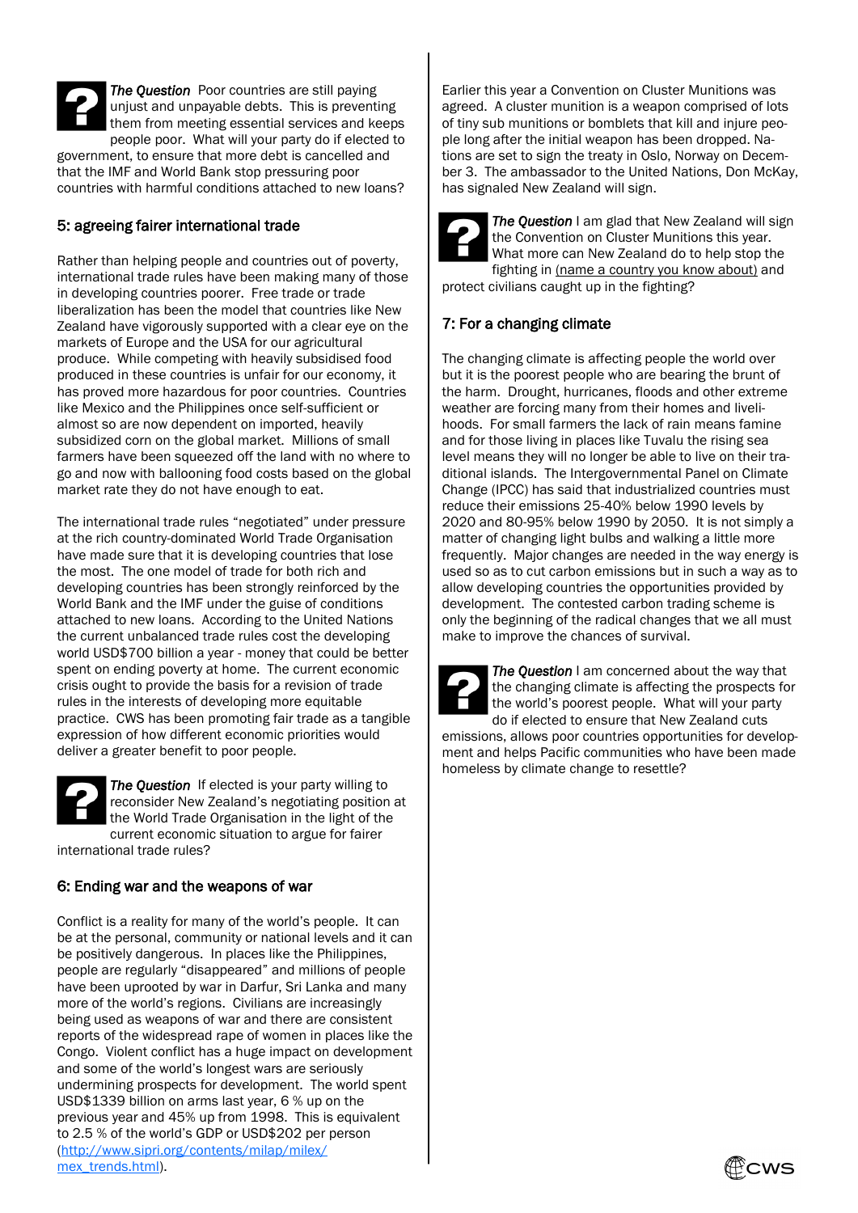***The Question*** Poor countries are still paying unjust and unpayable debts. This is preventing them from meeting essential services and keeps people poor. What will your party do if elected to government, to ensure that more debt is cancelled and that the IMF and World Bank stop pressuring poor countries with harmful conditions attached to new loans?

## 5: agreeing fairer international trade

Rather than helping people and countries out of poverty, international trade rules have been making many of those in developing countries poorer. Free trade or trade liberalization has been the model that countries like New Zealand have vigorously supported with a clear eye on the markets of Europe and the USA for our agricultural produce. While competing with heavily subsidised food produced in these countries is unfair for our economy, it has proved more hazardous for poor countries. Countries like Mexico and the Philippines once self-sufficient or almost so are now dependent on imported, heavily subsidized corn on the global market. Millions of small farmers have been squeezed off the land with no where to go and now with ballooning food costs based on the global market rate they do not have enough to eat.

The international trade rules "negotiated" under pressure at the rich country-dominated World Trade Organisation have made sure that it is developing countries that lose the most. The one model of trade for both rich and developing countries has been strongly reinforced by the World Bank and the IMF under the guise of conditions attached to new loans. According to the United Nations the current unbalanced trade rules cost the developing world USD$700 billion a year - money that could be better spent on ending poverty at home. The current economic crisis ought to provide the basis for a revision of trade rules in the interests of developing more equitable practice. CWS has been promoting fair trade as a tangible expression of how different economic priorities would deliver a greater benefit to poor people.

***The Question*** If elected is your party willing to reconsider New Zealand's negotiating position at the World Trade Organisation in the light of the current economic situation to argue for fairer international trade rules?

## 6: Ending war and the weapons of war

Conflict is a reality for many of the world's people. It can be at the personal, community or national levels and it can be positively dangerous. In places like the Philippines, people are regularly "disappeared" and millions of people have been uprooted by war in Darfur, Sri Lanka and many more of the world's regions. Civilians are increasingly being used as weapons of war and there are consistent reports of the widespread rape of women in places like the Congo. Violent conflict has a huge impact on development and some of the world's longest wars are seriously undermining prospects for development. The world spent USD$1339 billion on arms last year, 6 % up on the previous year and 45% up from 1998. This is equivalent to 2.5 % of the world's GDP or USD$202 per person (http://www.sipri.org/contents/milap/milex/mex_trends.html).

Earlier this year a Convention on Cluster Munitions was agreed. A cluster munition is a weapon comprised of lots of tiny sub munitions or bomblets that kill and injure people long after the initial weapon has been dropped. Nations are set to sign the treaty in Oslo, Norway on December 3. The ambassador to the United Nations, Don McKay, has signaled New Zealand will sign.

***The Question*** I am glad that New Zealand will sign the Convention on Cluster Munitions this year. What more can New Zealand do to help stop the fighting in (name a country you know about) and protect civilians caught up in the fighting?

## 7: For a changing climate

The changing climate is affecting people the world over but it is the poorest people who are bearing the brunt of the harm. Drought, hurricanes, floods and other extreme weather are forcing many from their homes and livelihoods. For small farmers the lack of rain means famine and for those living in places like Tuvalu the rising sea level means they will no longer be able to live on their traditional islands. The Intergovernmental Panel on Climate Change (IPCC) has said that industrialized countries must reduce their emissions 25-40% below 1990 levels by 2020 and 80-95% below 1990 by 2050. It is not simply a matter of changing light bulbs and walking a little more frequently. Major changes are needed in the way energy is used so as to cut carbon emissions but in such a way as to allow developing countries the opportunities provided by development. The contested carbon trading scheme is only the beginning of the radical changes that we all must make to improve the chances of survival.

***The Question*** I am concerned about the way that the changing climate is affecting the prospects for the world's poorest people. What will your party do if elected to ensure that New Zealand cuts emissions, allows poor countries opportunities for development and helps Pacific communities who have been made homeless by climate change to resettle?

CWS